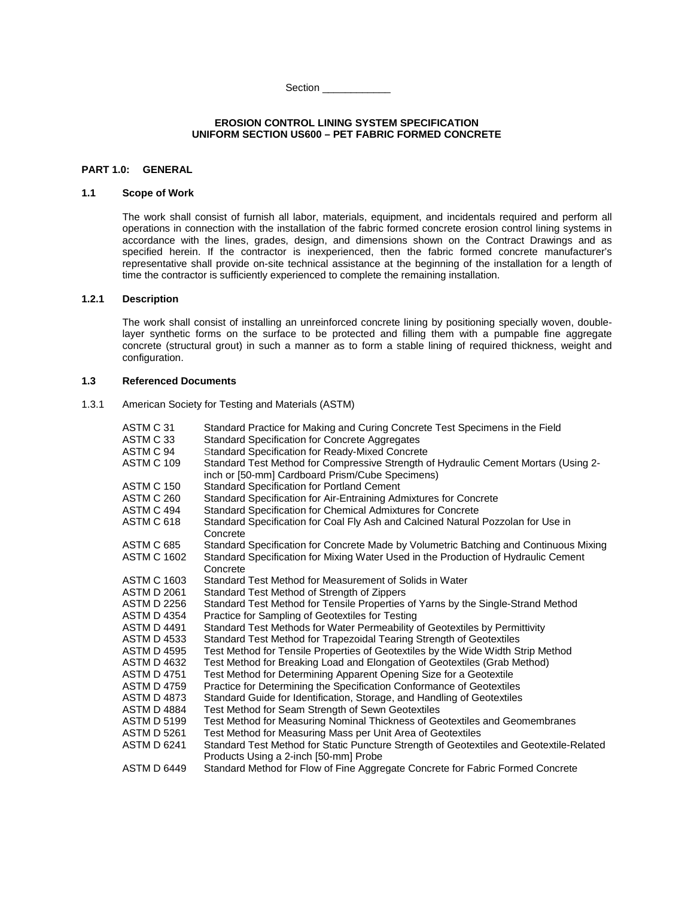Section ____________

**EROSION CONTROL LINING SYSTEM SPECIFICATION**
**UNIFORM SECTION US600 – PET FABRIC FORMED CONCRETE**

## PART 1.0: GENERAL

### 1.1 Scope of Work

The work shall consist of furnish all labor, materials, equipment, and incidentals required and perform all operations in connection with the installation of the fabric formed concrete erosion control lining systems in accordance with the lines, grades, design, and dimensions shown on the Contract Drawings and as specified herein. If the contractor is inexperienced, then the fabric formed concrete manufacturer's representative shall provide on-site technical assistance at the beginning of the installation for a length of time the contractor is sufficiently experienced to complete the remaining installation.

### 1.2.1 Description

The work shall consist of installing an unreinforced concrete lining by positioning specially woven, double-layer synthetic forms on the surface to be protected and filling them with a pumpable fine aggregate concrete (structural grout) in such a manner as to form a stable lining of required thickness, weight and configuration.

### 1.3 Referenced Documents

1.3.1 American Society for Testing and Materials (ASTM)

| | |
|---|---|
| ASTM C 31 | Standard Practice for Making and Curing Concrete Test Specimens in the Field |
| ASTM C 33 | Standard Specification for Concrete Aggregates |
| ASTM C 94 | Standard Specification for Ready-Mixed Concrete |
| ASTM C 109 | Standard Test Method for Compressive Strength of Hydraulic Cement Mortars (Using 2-inch or [50-mm] Cardboard Prism/Cube Specimens) |
| ASTM C 150 | Standard Specification for Portland Cement |
| ASTM C 260 | Standard Specification for Air-Entraining Admixtures for Concrete |
| ASTM C 494 | Standard Specification for Chemical Admixtures for Concrete |
| ASTM C 618 | Standard Specification for Coal Fly Ash and Calcined Natural Pozzolan for Use in Concrete |
| ASTM C 685 | Standard Specification for Concrete Made by Volumetric Batching and Continuous Mixing |
| ASTM C 1602 | Standard Specification for Mixing Water Used in the Production of Hydraulic Cement Concrete |
| ASTM C 1603 | Standard Test Method for Measurement of Solids in Water |
| ASTM D 2061 | Standard Test Method of Strength of Zippers |
| ASTM D 2256 | Standard Test Method for Tensile Properties of Yarns by the Single-Strand Method |
| ASTM D 4354 | Practice for Sampling of Geotextiles for Testing |
| ASTM D 4491 | Standard Test Methods for Water Permeability of Geotextiles by Permittivity |
| ASTM D 4533 | Standard Test Method for Trapezoidal Tearing Strength of Geotextiles |
| ASTM D 4595 | Test Method for Tensile Properties of Geotextiles by the Wide Width Strip Method |
| ASTM D 4632 | Test Method for Breaking Load and Elongation of Geotextiles (Grab Method) |
| ASTM D 4751 | Test Method for Determining Apparent Opening Size for a Geotextile |
| ASTM D 4759 | Practice for Determining the Specification Conformance of Geotextiles |
| ASTM D 4873 | Standard Guide for Identification, Storage, and Handling of Geotextiles |
| ASTM D 4884 | Test Method for Seam Strength of Sewn Geotextiles |
| ASTM D 5199 | Test Method for Measuring Nominal Thickness of Geotextiles and Geomembranes |
| ASTM D 5261 | Test Method for Measuring Mass per Unit Area of Geotextiles |
| ASTM D 6241 | Standard Test Method for Static Puncture Strength of Geotextiles and Geotextile-Related Products Using a 2-inch [50-mm] Probe |
| ASTM D 6449 | Standard Method for Flow of Fine Aggregate Concrete for Fabric Formed Concrete |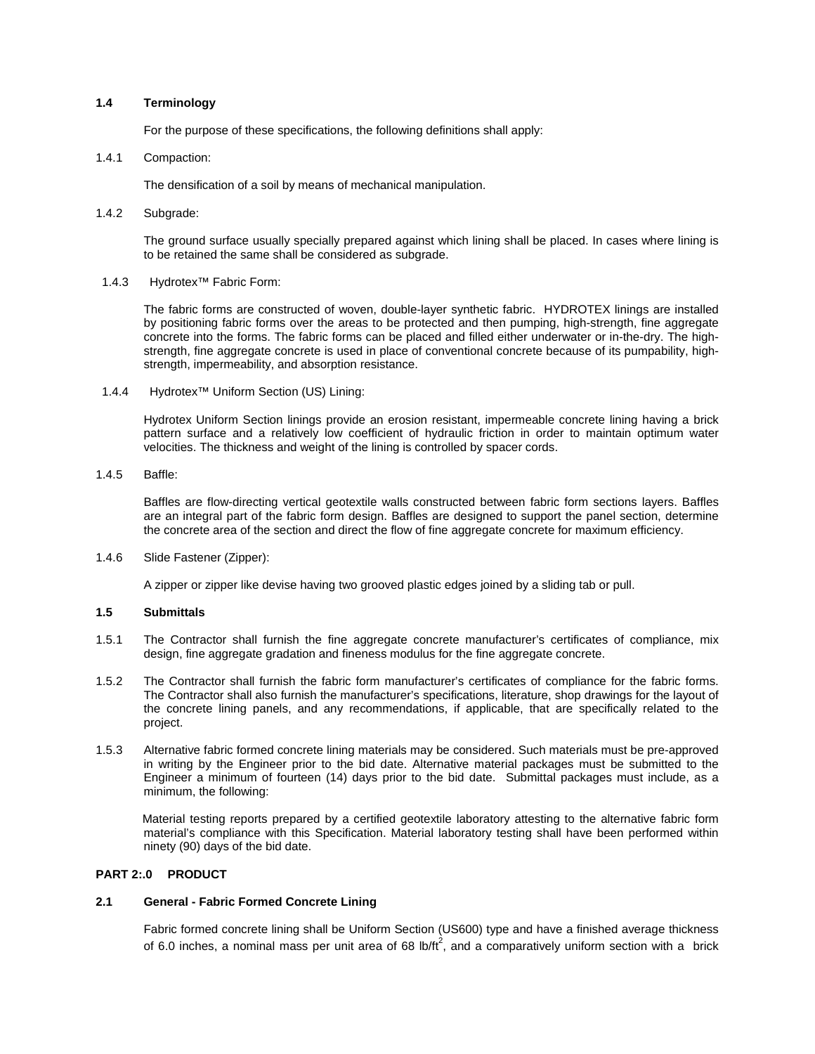### 1.4 Terminology

For the purpose of these specifications, the following definitions shall apply:

1.4.1 Compaction:

The densification of a soil by means of mechanical manipulation.

1.4.2 Subgrade:

The ground surface usually specially prepared against which lining shall be placed. In cases where lining is to be retained the same shall be considered as subgrade.

1.4.3 Hydrotex™ Fabric Form:

The fabric forms are constructed of woven, double-layer synthetic fabric. HYDROTEX linings are installed by positioning fabric forms over the areas to be protected and then pumping, high-strength, fine aggregate concrete into the forms. The fabric forms can be placed and filled either underwater or in-the-dry. The high-strength, fine aggregate concrete is used in place of conventional concrete because of its pumpability, high-strength, impermeability, and absorption resistance.

1.4.4 Hydrotex™ Uniform Section (US) Lining:

Hydrotex Uniform Section linings provide an erosion resistant, impermeable concrete lining having a brick pattern surface and a relatively low coefficient of hydraulic friction in order to maintain optimum water velocities. The thickness and weight of the lining is controlled by spacer cords.

1.4.5 Baffle:

Baffles are flow-directing vertical geotextile walls constructed between fabric form sections layers. Baffles are an integral part of the fabric form design. Baffles are designed to support the panel section, determine the concrete area of the section and direct the flow of fine aggregate concrete for maximum efficiency.

1.4.6 Slide Fastener (Zipper):

A zipper or zipper like devise having two grooved plastic edges joined by a sliding tab or pull.

### 1.5 Submittals

1.5.1 The Contractor shall furnish the fine aggregate concrete manufacturer's certificates of compliance, mix design, fine aggregate gradation and fineness modulus for the fine aggregate concrete.

1.5.2 The Contractor shall furnish the fabric form manufacturer's certificates of compliance for the fabric forms. The Contractor shall also furnish the manufacturer's specifications, literature, shop drawings for the layout of the concrete lining panels, and any recommendations, if applicable, that are specifically related to the project.

1.5.3 Alternative fabric formed concrete lining materials may be considered. Such materials must be pre-approved in writing by the Engineer prior to the bid date. Alternative material packages must be submitted to the Engineer a minimum of fourteen (14) days prior to the bid date. Submittal packages must include, as a minimum, the following:

Material testing reports prepared by a certified geotextile laboratory attesting to the alternative fabric form material's compliance with this Specification. Material laboratory testing shall have been performed within ninety (90) days of the bid date.

## PART 2:.0 PRODUCT

### 2.1 General - Fabric Formed Concrete Lining

Fabric formed concrete lining shall be Uniform Section (US600) type and have a finished average thickness of 6.0 inches, a nominal mass per unit area of 68 lb/ft$^2$, and a comparatively uniform section with a brick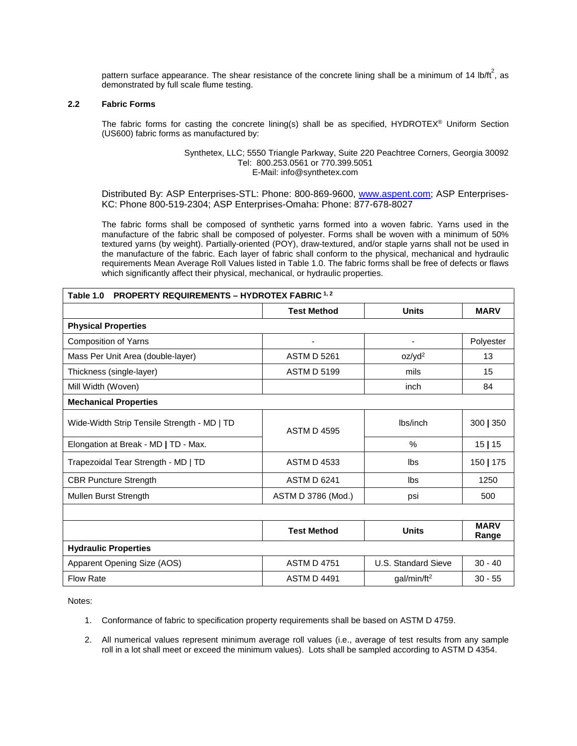pattern surface appearance. The shear resistance of the concrete lining shall be a minimum of 14 lb/ft$^2$, as demonstrated by full scale flume testing.

## 2.2 Fabric Forms

The fabric forms for casting the concrete lining(s) shall be as specified, HYDROTEX® Uniform Section (US600) fabric forms as manufactured by:

Synthetex, LLC; 5550 Triangle Parkway, Suite 220 Peachtree Corners, Georgia 30092
Tel: 800.253.0561 or 770.399.5051
E-Mail: info@synthetex.com

Distributed By: ASP Enterprises-STL: Phone: 800-869-9600, www.aspent.com; ASP Enterprises-KC: Phone 800-519-2304; ASP Enterprises-Omaha: Phone: 877-678-8027

The fabric forms shall be composed of synthetic yarns formed into a woven fabric. Yarns used in the manufacture of the fabric shall be composed of polyester. Forms shall be woven with a minimum of 50% textured yarns (by weight). Partially-oriented (POY), draw-textured, and/or staple yarns shall not be used in the manufacture of the fabric. Each layer of fabric shall conform to the physical, mechanical and hydraulic requirements Mean Average Roll Values listed in Table 1.0. The fabric forms shall be free of defects or flaws which significantly affect their physical, mechanical, or hydraulic properties.

| Table 1.0 PROPERTY REQUIREMENTS – HYDROTEX FABRIC [1,2] | | | |
|---|---|---|---|
| | **Test Method** | **Units** | **MARV** |
| **Physical Properties** | | | |
| Composition of Yarns | - | - | Polyester |
| Mass Per Unit Area (double-layer) | ASTM D 5261 | oz/yd$^2$ | 13 |
| Thickness (single-layer) | ASTM D 5199 | mils | 15 |
| Mill Width (Woven) | | inch | 84 |
| **Mechanical Properties** | | | |
| Wide-Width Strip Tensile Strength - MD \| TD | ASTM D 4595 | lbs/inch | 300 \| 350 |
| Elongation at Break - MD \| TD - Max. | | % | 15 \| 15 |
| Trapezoidal Tear Strength - MD \| TD | ASTM D 4533 | lbs | 150 \| 175 |
| CBR Puncture Strength | ASTM D 6241 | lbs | 1250 |
| Mullen Burst Strength | ASTM D 3786 (Mod.) | psi | 500 |
| | | | |
| | **Test Method** | **Units** | **MARV Range** |
| **Hydraulic Properties** | | | |
| Apparent Opening Size (AOS) | ASTM D 4751 | U.S. Standard Sieve | 30 - 40 |
| Flow Rate | ASTM D 4491 | gal/min/ft$^2$ | 30 - 55 |

Notes:

1. Conformance of fabric to specification property requirements shall be based on ASTM D 4759.

2. All numerical values represent minimum average roll values (i.e., average of test results from any sample roll in a lot shall meet or exceed the minimum values). Lots shall be sampled according to ASTM D 4354.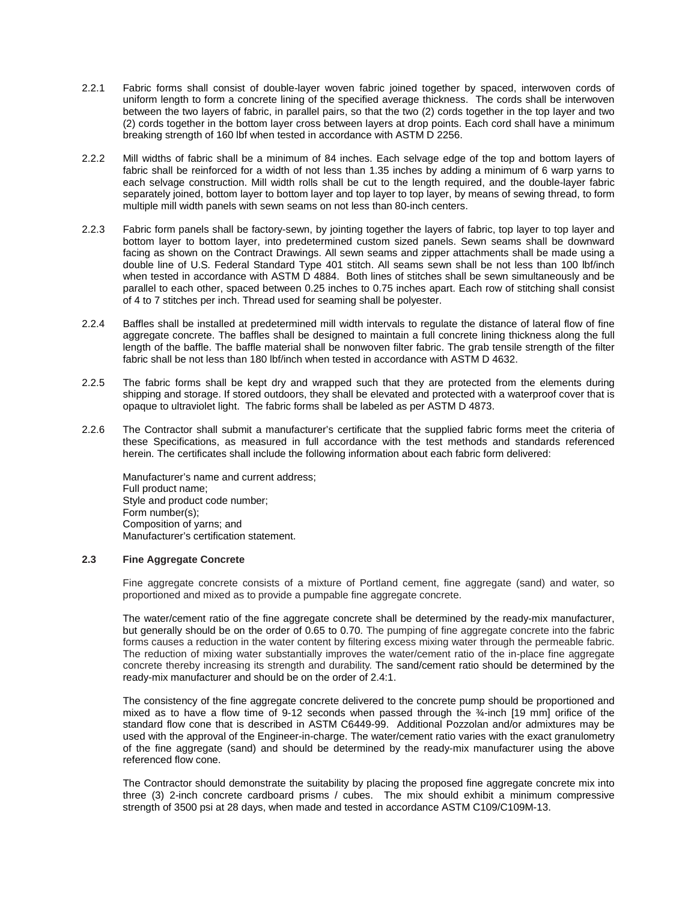2.2.1 Fabric forms shall consist of double-layer woven fabric joined together by spaced, interwoven cords of uniform length to form a concrete lining of the specified average thickness. The cords shall be interwoven between the two layers of fabric, in parallel pairs, so that the two (2) cords together in the top layer and two (2) cords together in the bottom layer cross between layers at drop points. Each cord shall have a minimum breaking strength of 160 lbf when tested in accordance with ASTM D 2256.

2.2.2 Mill widths of fabric shall be a minimum of 84 inches. Each selvage edge of the top and bottom layers of fabric shall be reinforced for a width of not less than 1.35 inches by adding a minimum of 6 warp yarns to each selvage construction. Mill width rolls shall be cut to the length required, and the double-layer fabric separately joined, bottom layer to bottom layer and top layer to top layer, by means of sewing thread, to form multiple mill width panels with sewn seams on not less than 80-inch centers.

2.2.3 Fabric form panels shall be factory-sewn, by jointing together the layers of fabric, top layer to top layer and bottom layer to bottom layer, into predetermined custom sized panels. Sewn seams shall be downward facing as shown on the Contract Drawings. All sewn seams and zipper attachments shall be made using a double line of U.S. Federal Standard Type 401 stitch. All seams sewn shall be not less than 100 lbf/inch when tested in accordance with ASTM D 4884. Both lines of stitches shall be sewn simultaneously and be parallel to each other, spaced between 0.25 inches to 0.75 inches apart. Each row of stitching shall consist of 4 to 7 stitches per inch. Thread used for seaming shall be polyester.

2.2.4 Baffles shall be installed at predetermined mill width intervals to regulate the distance of lateral flow of fine aggregate concrete. The baffles shall be designed to maintain a full concrete lining thickness along the full length of the baffle. The baffle material shall be nonwoven filter fabric. The grab tensile strength of the filter fabric shall be not less than 180 lbf/inch when tested in accordance with ASTM D 4632.

2.2.5 The fabric forms shall be kept dry and wrapped such that they are protected from the elements during shipping and storage. If stored outdoors, they shall be elevated and protected with a waterproof cover that is opaque to ultraviolet light. The fabric forms shall be labeled as per ASTM D 4873.

2.2.6 The Contractor shall submit a manufacturer's certificate that the supplied fabric forms meet the criteria of these Specifications, as measured in full accordance with the test methods and standards referenced herein. The certificates shall include the following information about each fabric form delivered:

Manufacturer's name and current address;
Full product name;
Style and product code number;
Form number(s);
Composition of yarns; and
Manufacturer's certification statement.

### 2.3 Fine Aggregate Concrete

Fine aggregate concrete consists of a mixture of Portland cement, fine aggregate (sand) and water, so proportioned and mixed as to provide a pumpable fine aggregate concrete.

The water/cement ratio of the fine aggregate concrete shall be determined by the ready-mix manufacturer, but generally should be on the order of 0.65 to 0.70. The pumping of fine aggregate concrete into the fabric forms causes a reduction in the water content by filtering excess mixing water through the permeable fabric. The reduction of mixing water substantially improves the water/cement ratio of the in-place fine aggregate concrete thereby increasing its strength and durability. The sand/cement ratio should be determined by the ready-mix manufacturer and should be on the order of 2.4:1.

The consistency of the fine aggregate concrete delivered to the concrete pump should be proportioned and mixed as to have a flow time of 9-12 seconds when passed through the ¾-inch [19 mm] orifice of the standard flow cone that is described in ASTM C6449-99. Additional Pozzolan and/or admixtures may be used with the approval of the Engineer-in-charge. The water/cement ratio varies with the exact granulometry of the fine aggregate (sand) and should be determined by the ready-mix manufacturer using the above referenced flow cone.

The Contractor should demonstrate the suitability by placing the proposed fine aggregate concrete mix into three (3) 2-inch concrete cardboard prisms / cubes. The mix should exhibit a minimum compressive strength of 3500 psi at 28 days, when made and tested in accordance ASTM C109/C109M-13.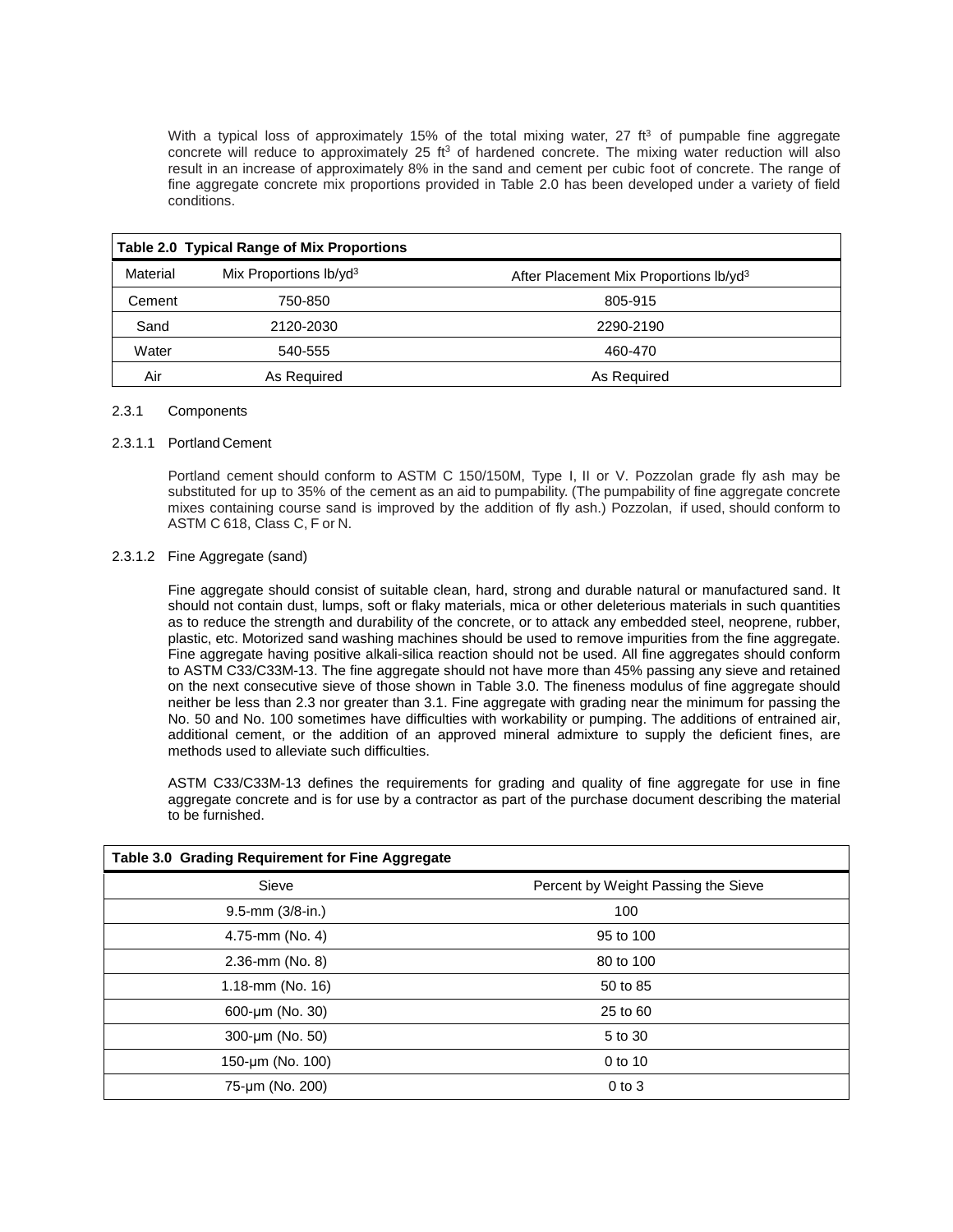With a typical loss of approximately 15% of the total mixing water, 27 $ft^3$ of pumpable fine aggregate concrete will reduce to approximately 25 $ft^3$ of hardened concrete. The mixing water reduction will also result in an increase of approximately 8% in the sand and cement per cubic foot of concrete. The range of fine aggregate concrete mix proportions provided in Table 2.0 has been developed under a variety of field conditions.

**Table 2.0 Typical Range of Mix Proportions**

| Material | Mix Proportions lb/$yd^3$ | After Placement Mix Proportions lb/$yd^3$ |
|---|---|---|
| Cement | 750-850 | 805-915 |
| Sand | 2120-2030 | 2290-2190 |
| Water | 540-555 | 460-470 |
| Air | As Required | As Required |

### 2.3.1 Components

#### 2.3.1.1 Portland Cement

Portland cement should conform to ASTM C 150/150M, Type I, II or V. Pozzolan grade fly ash may be substituted for up to 35% of the cement as an aid to pumpability. (The pumpability of fine aggregate concrete mixes containing course sand is improved by the addition of fly ash.) Pozzolan, if used, should conform to ASTM C 618, Class C, F or N.

#### 2.3.1.2 Fine Aggregate (sand)

Fine aggregate should consist of suitable clean, hard, strong and durable natural or manufactured sand. It should not contain dust, lumps, soft or flaky materials, mica or other deleterious materials in such quantities as to reduce the strength and durability of the concrete, or to attack any embedded steel, neoprene, rubber, plastic, etc. Motorized sand washing machines should be used to remove impurities from the fine aggregate. Fine aggregate having positive alkali-silica reaction should not be used. All fine aggregates should conform to ASTM C33/C33M-13. The fine aggregate should not have more than 45% passing any sieve and retained on the next consecutive sieve of those shown in Table 3.0. The fineness modulus of fine aggregate should neither be less than 2.3 nor greater than 3.1. Fine aggregate with grading near the minimum for passing the No. 50 and No. 100 sometimes have difficulties with workability or pumping. The additions of entrained air, additional cement, or the addition of an approved mineral admixture to supply the deficient fines, are methods used to alleviate such difficulties.

ASTM C33/C33M-13 defines the requirements for grading and quality of fine aggregate for use in fine aggregate concrete and is for use by a contractor as part of the purchase document describing the material to be furnished.

**Table 3.0 Grading Requirement for Fine Aggregate**

| Sieve | Percent by Weight Passing the Sieve |
|---|---|
| 9.5-mm (3/8-in.) | 100 |
| 4.75-mm (No. 4) | 95 to 100 |
| 2.36-mm (No. 8) | 80 to 100 |
| 1.18-mm (No. 16) | 50 to 85 |
| 600-μm (No. 30) | 25 to 60 |
| 300-μm (No. 50) | 5 to 30 |
| 150-μm (No. 100) | 0 to 10 |
| 75-μm (No. 200) | 0 to 3 |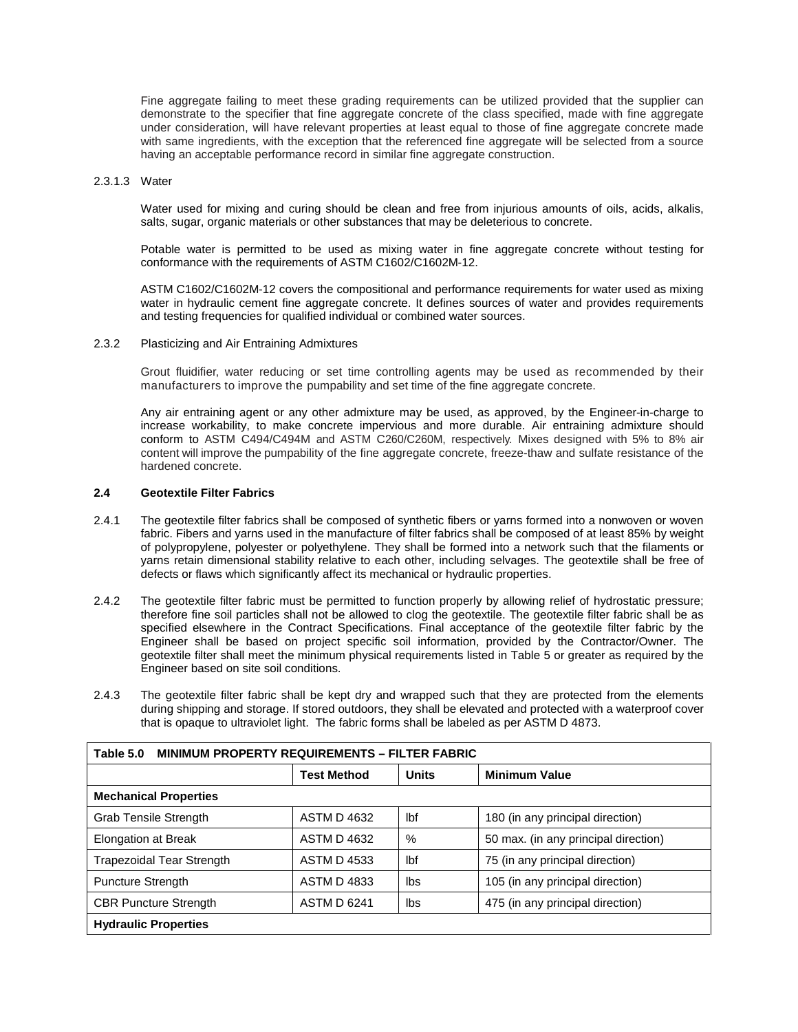Fine aggregate failing to meet these grading requirements can be utilized provided that the supplier can demonstrate to the specifier that fine aggregate concrete of the class specified, made with fine aggregate under consideration, will have relevant properties at least equal to those of fine aggregate concrete made with same ingredients, with the exception that the referenced fine aggregate will be selected from a source having an acceptable performance record in similar fine aggregate construction.

2.3.1.3 Water

Water used for mixing and curing should be clean and free from injurious amounts of oils, acids, alkalis, salts, sugar, organic materials or other substances that may be deleterious to concrete.

Potable water is permitted to be used as mixing water in fine aggregate concrete without testing for conformance with the requirements of ASTM C1602/C1602M-12.

ASTM C1602/C1602M-12 covers the compositional and performance requirements for water used as mixing water in hydraulic cement fine aggregate concrete. It defines sources of water and provides requirements and testing frequencies for qualified individual or combined water sources.

2.3.2 Plasticizing and Air Entraining Admixtures

Grout fluidifier, water reducing or set time controlling agents may be used as recommended by their manufacturers to improve the pumpability and set time of the fine aggregate concrete.

Any air entraining agent or any other admixture may be used, as approved, by the Engineer-in-charge to increase workability, to make concrete impervious and more durable. Air entraining admixture should conform to ASTM C494/C494M and ASTM C260/C260M, respectively. Mixes designed with 5% to 8% air content will improve the pumpability of the fine aggregate concrete, freeze-thaw and sulfate resistance of the hardened concrete.

**2.4 Geotextile Filter Fabrics**

2.4.1 The geotextile filter fabrics shall be composed of synthetic fibers or yarns formed into a nonwoven or woven fabric. Fibers and yarns used in the manufacture of filter fabrics shall be composed of at least 85% by weight of polypropylene, polyester or polyethylene. They shall be formed into a network such that the filaments or yarns retain dimensional stability relative to each other, including selvages. The geotextile shall be free of defects or flaws which significantly affect its mechanical or hydraulic properties.

2.4.2 The geotextile filter fabric must be permitted to function properly by allowing relief of hydrostatic pressure; therefore fine soil particles shall not be allowed to clog the geotextile. The geotextile filter fabric shall be as specified elsewhere in the Contract Specifications. Final acceptance of the geotextile filter fabric by the Engineer shall be based on project specific soil information, provided by the Contractor/Owner. The geotextile filter shall meet the minimum physical requirements listed in Table 5 or greater as required by the Engineer based on site soil conditions.

2.4.3 The geotextile filter fabric shall be kept dry and wrapped such that they are protected from the elements during shipping and storage. If stored outdoors, they shall be elevated and protected with a waterproof cover that is opaque to ultraviolet light. The fabric forms shall be labeled as per ASTM D 4873.

**Table 5.0 MINIMUM PROPERTY REQUIREMENTS – FILTER FABRIC**

| | Test Method | Units | Minimum Value |
|---|---|---|---|
| **Mechanical Properties** | | | |
| Grab Tensile Strength | ASTM D 4632 | lbf | 180 (in any principal direction) |
| Elongation at Break | ASTM D 4632 | % | 50 max. (in any principal direction) |
| Trapezoidal Tear Strength | ASTM D 4533 | lbf | 75 (in any principal direction) |
| Puncture Strength | ASTM D 4833 | lbs | 105 (in any principal direction) |
| CBR Puncture Strength | ASTM D 6241 | lbs | 475 (in any principal direction) |
| **Hydraulic Properties** | | | |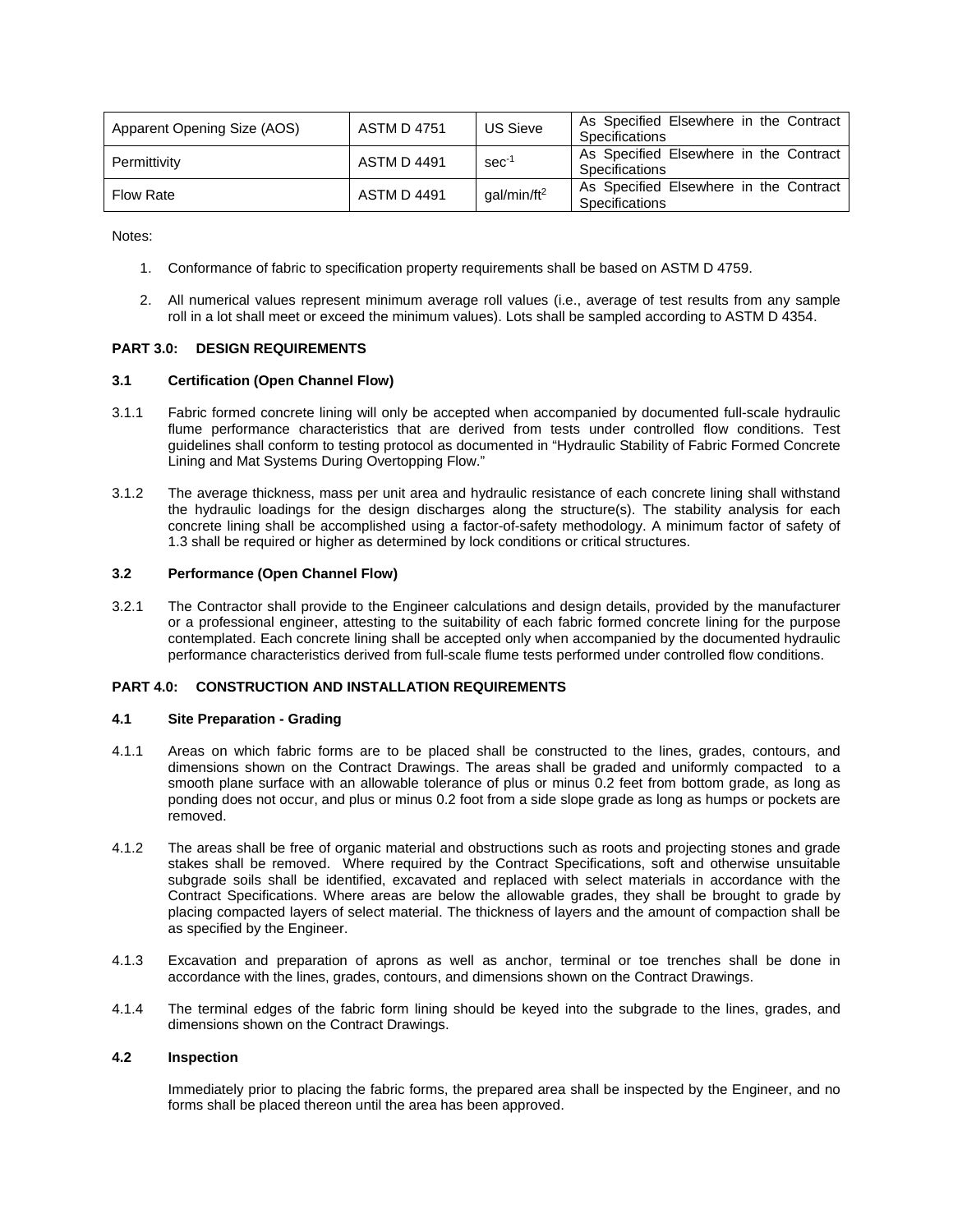| Apparent Opening Size (AOS) | ASTM D 4751 | US Sieve | As Specified Elsewhere in the Contract Specifications |
|---|---|---|---|
| Permittivity | ASTM D 4491 | $sec^{-1}$ | As Specified Elsewhere in the Contract Specifications |
| Flow Rate | ASTM D 4491 | $gal/min/ft^2$ | As Specified Elsewhere in the Contract Specifications |

Notes:

1. Conformance of fabric to specification property requirements shall be based on ASTM D 4759.

2. All numerical values represent minimum average roll values (i.e., average of test results from any sample roll in a lot shall meet or exceed the minimum values). Lots shall be sampled according to ASTM D 4354.

## PART 3.0: DESIGN REQUIREMENTS

### 3.1 Certification (Open Channel Flow)

3.1.1 Fabric formed concrete lining will only be accepted when accompanied by documented full-scale hydraulic flume performance characteristics that are derived from tests under controlled flow conditions. Test guidelines shall conform to testing protocol as documented in "Hydraulic Stability of Fabric Formed Concrete Lining and Mat Systems During Overtopping Flow."

3.1.2 The average thickness, mass per unit area and hydraulic resistance of each concrete lining shall withstand the hydraulic loadings for the design discharges along the structure(s). The stability analysis for each concrete lining shall be accomplished using a factor-of-safety methodology. A minimum factor of safety of 1.3 shall be required or higher as determined by lock conditions or critical structures.

### 3.2 Performance (Open Channel Flow)

3.2.1 The Contractor shall provide to the Engineer calculations and design details, provided by the manufacturer or a professional engineer, attesting to the suitability of each fabric formed concrete lining for the purpose contemplated. Each concrete lining shall be accepted only when accompanied by the documented hydraulic performance characteristics derived from full-scale flume tests performed under controlled flow conditions.

## PART 4.0: CONSTRUCTION AND INSTALLATION REQUIREMENTS

### 4.1 Site Preparation - Grading

4.1.1 Areas on which fabric forms are to be placed shall be constructed to the lines, grades, contours, and dimensions shown on the Contract Drawings. The areas shall be graded and uniformly compacted to a smooth plane surface with an allowable tolerance of plus or minus 0.2 feet from bottom grade, as long as ponding does not occur, and plus or minus 0.2 foot from a side slope grade as long as humps or pockets are removed.

4.1.2 The areas shall be free of organic material and obstructions such as roots and projecting stones and grade stakes shall be removed. Where required by the Contract Specifications, soft and otherwise unsuitable subgrade soils shall be identified, excavated and replaced with select materials in accordance with the Contract Specifications. Where areas are below the allowable grades, they shall be brought to grade by placing compacted layers of select material. The thickness of layers and the amount of compaction shall be as specified by the Engineer.

4.1.3 Excavation and preparation of aprons as well as anchor, terminal or toe trenches shall be done in accordance with the lines, grades, contours, and dimensions shown on the Contract Drawings.

4.1.4 The terminal edges of the fabric form lining should be keyed into the subgrade to the lines, grades, and dimensions shown on the Contract Drawings.

### 4.2 Inspection

Immediately prior to placing the fabric forms, the prepared area shall be inspected by the Engineer, and no forms shall be placed thereon until the area has been approved.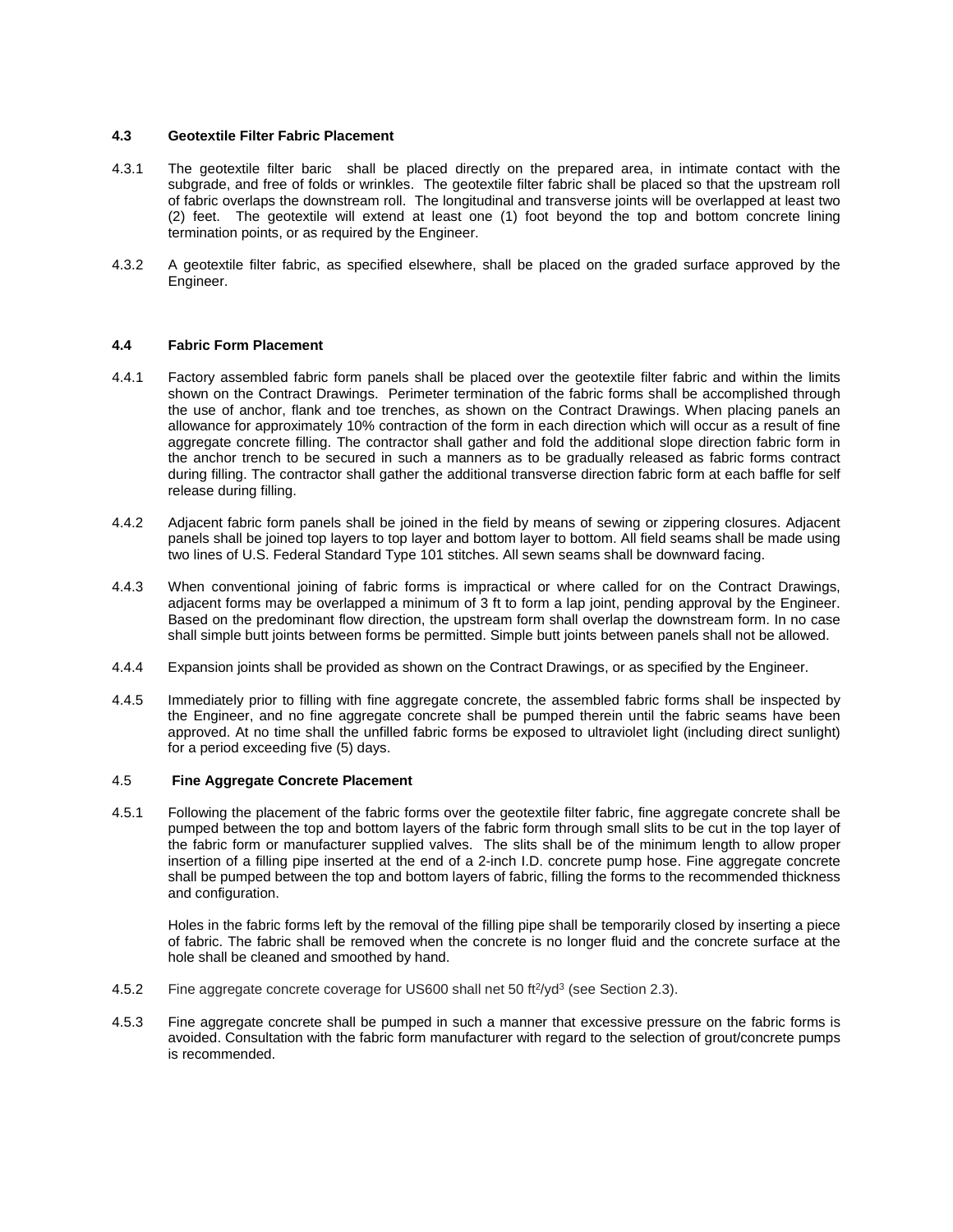### 4.3 Geotextile Filter Fabric Placement

4.3.1 The geotextile filter baric  shall be placed directly on the prepared area, in intimate contact with the subgrade, and free of folds or wrinkles.  The geotextile filter fabric shall be placed so that the upstream roll of fabric overlaps the downstream roll.  The longitudinal and transverse joints will be overlapped at least two (2) feet.  The geotextile will extend at least one (1) foot beyond the top and bottom concrete lining termination points, or as required by the Engineer.

4.3.2 A geotextile filter fabric, as specified elsewhere, shall be placed on the graded surface approved by the Engineer.

### 4.4 Fabric Form Placement

4.4.1 Factory assembled fabric form panels shall be placed over the geotextile filter fabric and within the limits shown on the Contract Drawings.  Perimeter termination of the fabric forms shall be accomplished through the use of anchor, flank and toe trenches, as shown on the Contract Drawings. When placing panels an allowance for approximately 10% contraction of the form in each direction which will occur as a result of fine aggregate concrete filling. The contractor shall gather and fold the additional slope direction fabric form in the anchor trench to be secured in such a manners as to be gradually released as fabric forms contract during filling. The contractor shall gather the additional transverse direction fabric form at each baffle for self release during filling.

4.4.2 Adjacent fabric form panels shall be joined in the field by means of sewing or zippering closures. Adjacent panels shall be joined top layers to top layer and bottom layer to bottom. All field seams shall be made using two lines of U.S. Federal Standard Type 101 stitches. All sewn seams shall be downward facing.

4.4.3 When conventional joining of fabric forms is impractical or where called for on the Contract Drawings, adjacent forms may be overlapped a minimum of 3 ft to form a lap joint, pending approval by the Engineer. Based on the predominant flow direction, the upstream form shall overlap the downstream form. In no case shall simple butt joints between forms be permitted. Simple butt joints between panels shall not be allowed.

4.4.4 Expansion joints shall be provided as shown on the Contract Drawings, or as specified by the Engineer.

4.4.5 Immediately prior to filling with fine aggregate concrete, the assembled fabric forms shall be inspected by the Engineer, and no fine aggregate concrete shall be pumped therein until the fabric seams have been approved. At no time shall the unfilled fabric forms be exposed to ultraviolet light (including direct sunlight) for a period exceeding five (5) days.

### 4.5 Fine Aggregate Concrete Placement

4.5.1 Following the placement of the fabric forms over the geotextile filter fabric, fine aggregate concrete shall be pumped between the top and bottom layers of the fabric form through small slits to be cut in the top layer of the fabric form or manufacturer supplied valves.  The slits shall be of the minimum length to allow proper insertion of a filling pipe inserted at the end of a 2-inch I.D. concrete pump hose. Fine aggregate concrete shall be pumped between the top and bottom layers of fabric, filling the forms to the recommended thickness and configuration.

Holes in the fabric forms left by the removal of the filling pipe shall be temporarily closed by inserting a piece of fabric. The fabric shall be removed when the concrete is no longer fluid and the concrete surface at the hole shall be cleaned and smoothed by hand.

4.5.2 Fine aggregate concrete coverage for US600 shall net 50 $ft^2/yd^3$ (see Section 2.3).

4.5.3 Fine aggregate concrete shall be pumped in such a manner that excessive pressure on the fabric forms is avoided. Consultation with the fabric form manufacturer with regard to the selection of grout/concrete pumps is recommended.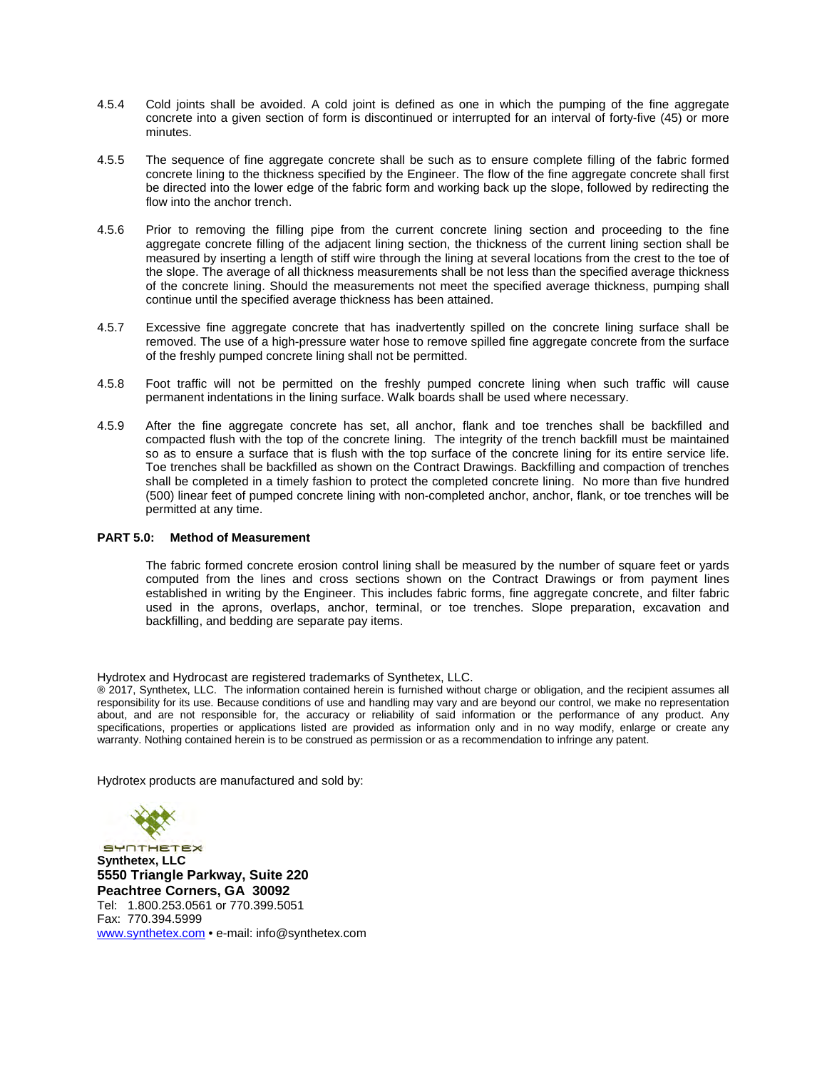4.5.4 Cold joints shall be avoided. A cold joint is defined as one in which the pumping of the fine aggregate concrete into a given section of form is discontinued or interrupted for an interval of forty-five (45) or more minutes.

4.5.5 The sequence of fine aggregate concrete shall be such as to ensure complete filling of the fabric formed concrete lining to the thickness specified by the Engineer. The flow of the fine aggregate concrete shall first be directed into the lower edge of the fabric form and working back up the slope, followed by redirecting the flow into the anchor trench.

4.5.6 Prior to removing the filling pipe from the current concrete lining section and proceeding to the fine aggregate concrete filling of the adjacent lining section, the thickness of the current lining section shall be measured by inserting a length of stiff wire through the lining at several locations from the crest to the toe of the slope. The average of all thickness measurements shall be not less than the specified average thickness of the concrete lining. Should the measurements not meet the specified average thickness, pumping shall continue until the specified average thickness has been attained.

4.5.7 Excessive fine aggregate concrete that has inadvertently spilled on the concrete lining surface shall be removed. The use of a high-pressure water hose to remove spilled fine aggregate concrete from the surface of the freshly pumped concrete lining shall not be permitted.

4.5.8 Foot traffic will not be permitted on the freshly pumped concrete lining when such traffic will cause permanent indentations in the lining surface. Walk boards shall be used where necessary.

4.5.9 After the fine aggregate concrete has set, all anchor, flank and toe trenches shall be backfilled and compacted flush with the top of the concrete lining. The integrity of the trench backfill must be maintained so as to ensure a surface that is flush with the top surface of the concrete lining for its entire service life. Toe trenches shall be backfilled as shown on the Contract Drawings. Backfilling and compaction of trenches shall be completed in a timely fashion to protect the completed concrete lining. No more than five hundred (500) linear feet of pumped concrete lining with non-completed anchor, anchor, flank, or toe trenches will be permitted at any time.

**PART 5.0: Method of Measurement**

The fabric formed concrete erosion control lining shall be measured by the number of square feet or yards computed from the lines and cross sections shown on the Contract Drawings or from payment lines established in writing by the Engineer. This includes fabric forms, fine aggregate concrete, and filter fabric used in the aprons, overlaps, anchor, terminal, or toe trenches. Slope preparation, excavation and backfilling, and bedding are separate pay items.

Hydrotex and Hydrocast are registered trademarks of Synthetex, LLC.

® 2017, Synthetex, LLC. The information contained herein is furnished without charge or obligation, and the recipient assumes all responsibility for its use. Because conditions of use and handling may vary and are beyond our control, we make no representation about, and are not responsible for, the accuracy or reliability of said information or the performance of any product. Any specifications, properties or applications listed are provided as information only and in no way modify, enlarge or create any warranty. Nothing contained herein is to be construed as permission or as a recommendation to infringe any patent.

Hydrotex products are manufactured and sold by:

SYNTHETEX

**Synthetex, LLC**
**5550 Triangle Parkway, Suite 220**
**Peachtree Corners, GA 30092**
Tel: 1.800.253.0561 or 770.399.5051
Fax: 770.394.5999
www.synthetex.com • e-mail: info@synthetex.com